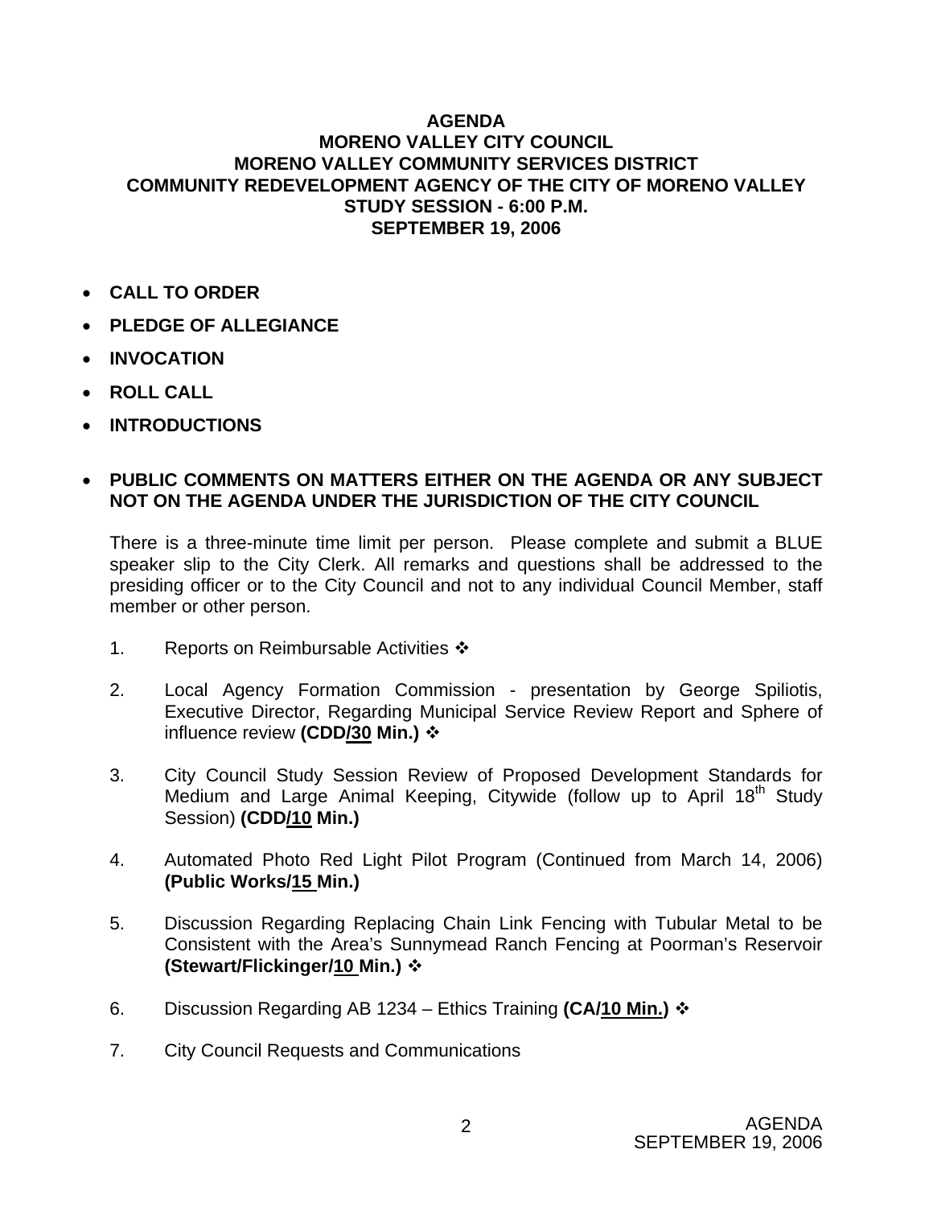# AGENDA
# MORENO VALLEY CITY COUNCIL
# MORENO VALLEY COMMUNITY SERVICES DISTRICT
# COMMUNITY REDEVELOPMENT AGENCY OF THE CITY OF MORENO VALLEY
# STUDY SESSION - 6:00 P.M.
# SEPTEMBER 19, 2006

- **CALL TO ORDER**
- **PLEDGE OF ALLEGIANCE**
- **INVOCATION**
- **ROLL CALL**
- **INTRODUCTIONS**

- **PUBLIC COMMENTS ON MATTERS EITHER ON THE AGENDA OR ANY SUBJECT NOT ON THE AGENDA UNDER THE JURISDICTION OF THE CITY COUNCIL**

  There is a three-minute time limit per person. Please complete and submit a BLUE speaker slip to the City Clerk. All remarks and questions shall be addressed to the presiding officer or to the City Council and not to any individual Council Member, staff member or other person.

1. Reports on Reimbursable Activities ❖

2. Local Agency Formation Commission - presentation by George Spiliotis, Executive Director, Regarding Municipal Service Review Report and Sphere of influence review **(CDD/30 Min.)** ❖

3. City Council Study Session Review of Proposed Development Standards for Medium and Large Animal Keeping, Citywide (follow up to April 18th Study Session) **(CDD/10 Min.)**

4. Automated Photo Red Light Pilot Program (Continued from March 14, 2006) **(Public Works/15 Min.)**

5. Discussion Regarding Replacing Chain Link Fencing with Tubular Metal to be Consistent with the Area's Sunnymead Ranch Fencing at Poorman's Reservoir **(Stewart/Flickinger/10 Min.)** ❖

6. Discussion Regarding AB 1234 – Ethics Training **(CA/10 Min.)** ❖

7. City Council Requests and Communications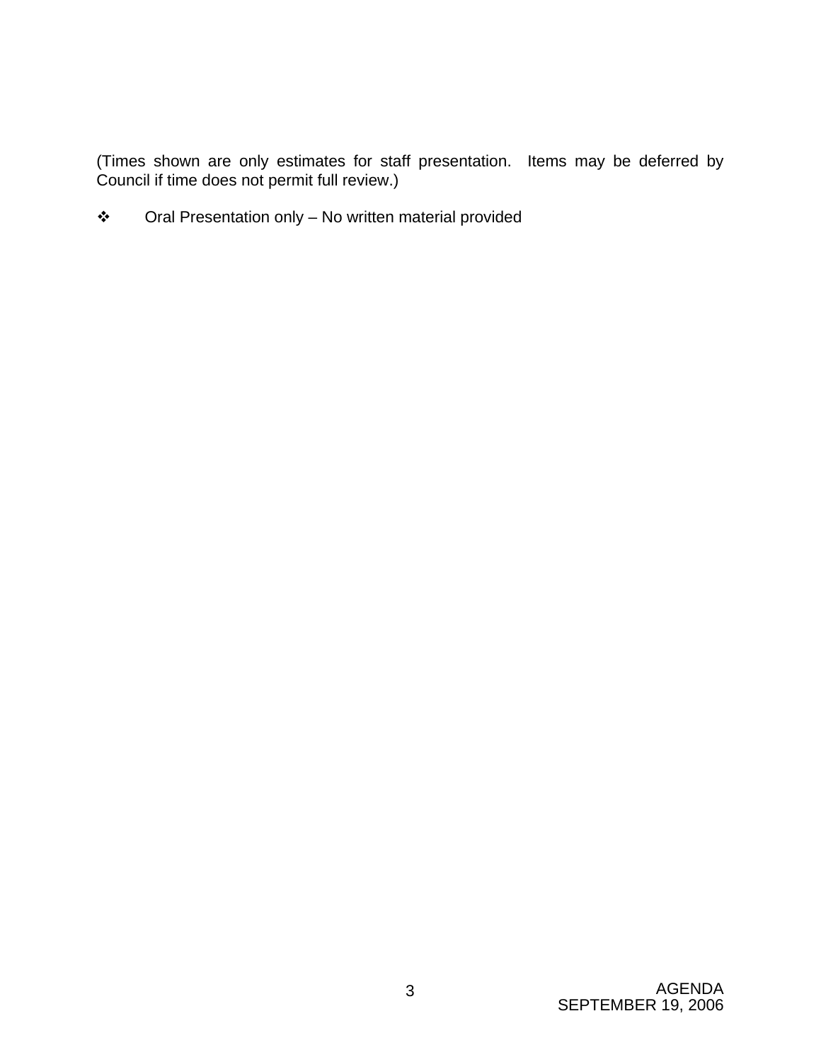(Times shown are only estimates for staff presentation. Items may be deferred by Council if time does not permit full review.)

❖ Oral Presentation only – No written material provided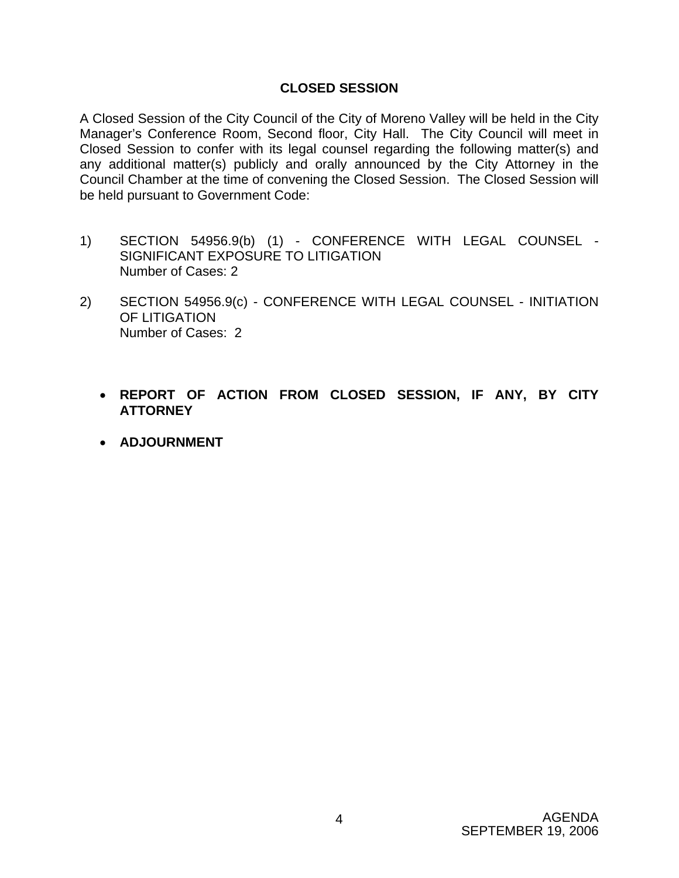## CLOSED SESSION

A Closed Session of the City Council of the City of Moreno Valley will be held in the City Manager's Conference Room, Second floor, City Hall. The City Council will meet in Closed Session to confer with its legal counsel regarding the following matter(s) and any additional matter(s) publicly and orally announced by the City Attorney in the Council Chamber at the time of convening the Closed Session. The Closed Session will be held pursuant to Government Code:

1) SECTION 54956.9(b) (1) - CONFERENCE WITH LEGAL COUNSEL - SIGNIFICANT EXPOSURE TO LITIGATION
   Number of Cases: 2

2) SECTION 54956.9(c) - CONFERENCE WITH LEGAL COUNSEL - INITIATION OF LITIGATION
   Number of Cases: 2

- **REPORT OF ACTION FROM CLOSED SESSION, IF ANY, BY CITY ATTORNEY**
- **ADJOURNMENT**